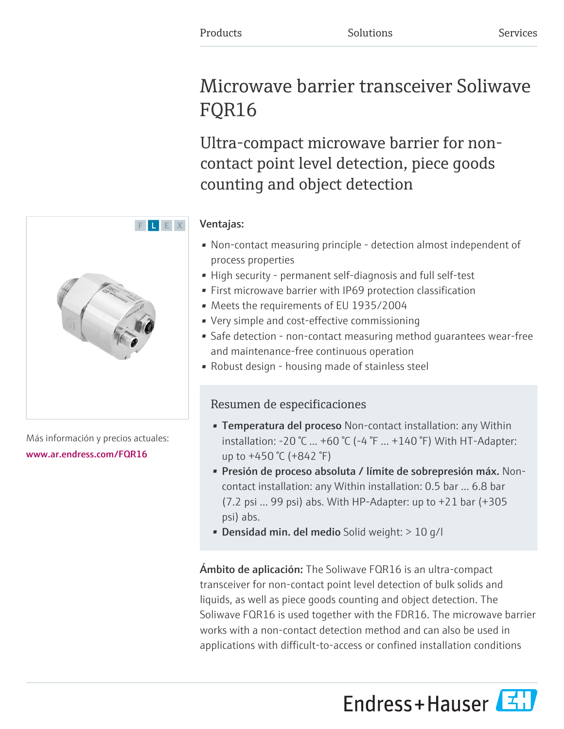Products Solutions Services

# Microwave barrier transceiver Soliwave FQR16

## Ultra-compact microwave barrier for non-contact point level detection, piece goods counting and object detection

F L E X

### Ventajas:

- Non-contact measuring principle - detection almost independent of process properties
- High security - permanent self-diagnosis and full self-test
- First microwave barrier with IP69 protection classification
- Meets the requirements of EU 1935/2004
- Very simple and cost-effective commissioning
- Safe detection - non-contact measuring method guarantees wear-free and maintenance-free continuous operation
- Robust design - housing made of stainless steel

Más información y precios actuales:
www.ar.endress.com/FQR16

### Resumen de especificaciones

- **Temperatura del proceso** Non-contact installation: any Within installation: -20 °C ... +60 °C (-4 °F ... +140 °F) With HT-Adapter: up to +450 °C (+842 °F)
- **Presión de proceso absoluta / límite de sobrepresión máx.** Non-contact installation: any Within installation: 0.5 bar ... 6.8 bar (7.2 psi ... 99 psi) abs. With HP-Adapter: up to +21 bar (+305 psi) abs.
- **Densidad min. del medio** Solid weight: > 10 g/l

**Ámbito de aplicación:** The Soliwave FQR16 is an ultra-compact transceiver for non-contact point level detection of bulk solids and liquids, as well as piece goods counting and object detection. The Soliwave FQR16 is used together with the FDR16. The microwave barrier works with a non-contact detection method and can also be used in applications with difficult-to-access or confined installation conditions

Endress+Hauser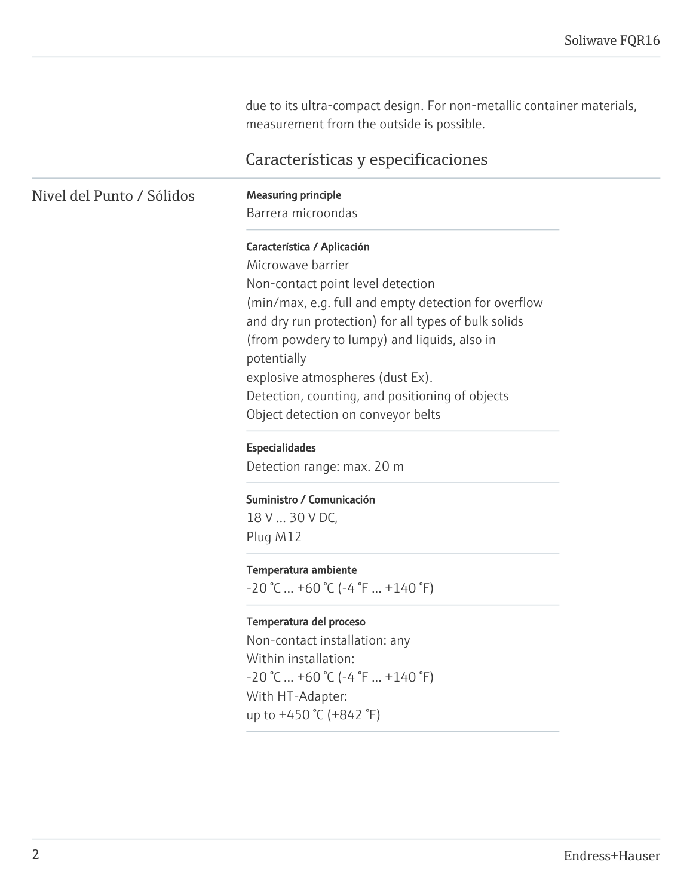due to its ultra-compact design. For non-metallic container materials, measurement from the outside is possible.

## Características y especificaciones

### Nivel del Punto / Sólidos

**Measuring principle**

Barrera microondas

**Característica / Aplicación**

Microwave barrier
Non-contact point level detection
(min/max, e.g. full and empty detection for overflow and dry run protection) for all types of bulk solids (from powdery to lumpy) and liquids, also in potentially
explosive atmospheres (dust Ex).
Detection, counting, and positioning of objects
Object detection on conveyor belts

**Especialidades**

Detection range: max. 20 m

**Suministro / Comunicación**

18 V ... 30 V DC,
Plug M12

**Temperatura ambiente**

-20 °C ... +60 °C (-4 °F ... +140 °F)

**Temperatura del proceso**

Non-contact installation: any
Within installation:
-20 °C ... +60 °C (-4 °F ... +140 °F)
With HT-Adapter:
up to +450 °C (+842 °F)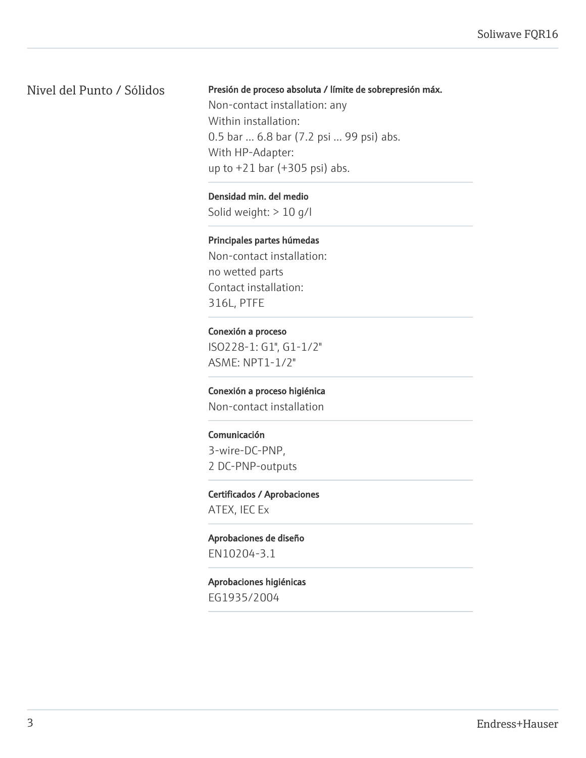## Nivel del Punto / Sólidos

**Presión de proceso absoluta / límite de sobrepresión máx.**

Non-contact installation: any
Within installation:
0.5 bar ... 6.8 bar (7.2 psi ... 99 psi) abs.
With HP-Adapter:
up to +21 bar (+305 psi) abs.

**Densidad min. del medio**

Solid weight: > 10 g/l

**Principales partes húmedas**

Non-contact installation:
no wetted parts
Contact installation:
316L, PTFE

**Conexión a proceso**

ISO228-1: G1", G1-1/2"
ASME: NPT1-1/2"

**Conexión a proceso higiénica**

Non-contact installation

**Comunicación**

3-wire-DC-PNP,
2 DC-PNP-outputs

**Certificados / Aprobaciones**

ATEX, IEC Ex

**Aprobaciones de diseño**

EN10204-3.1

**Aprobaciones higiénicas**

EG1935/2004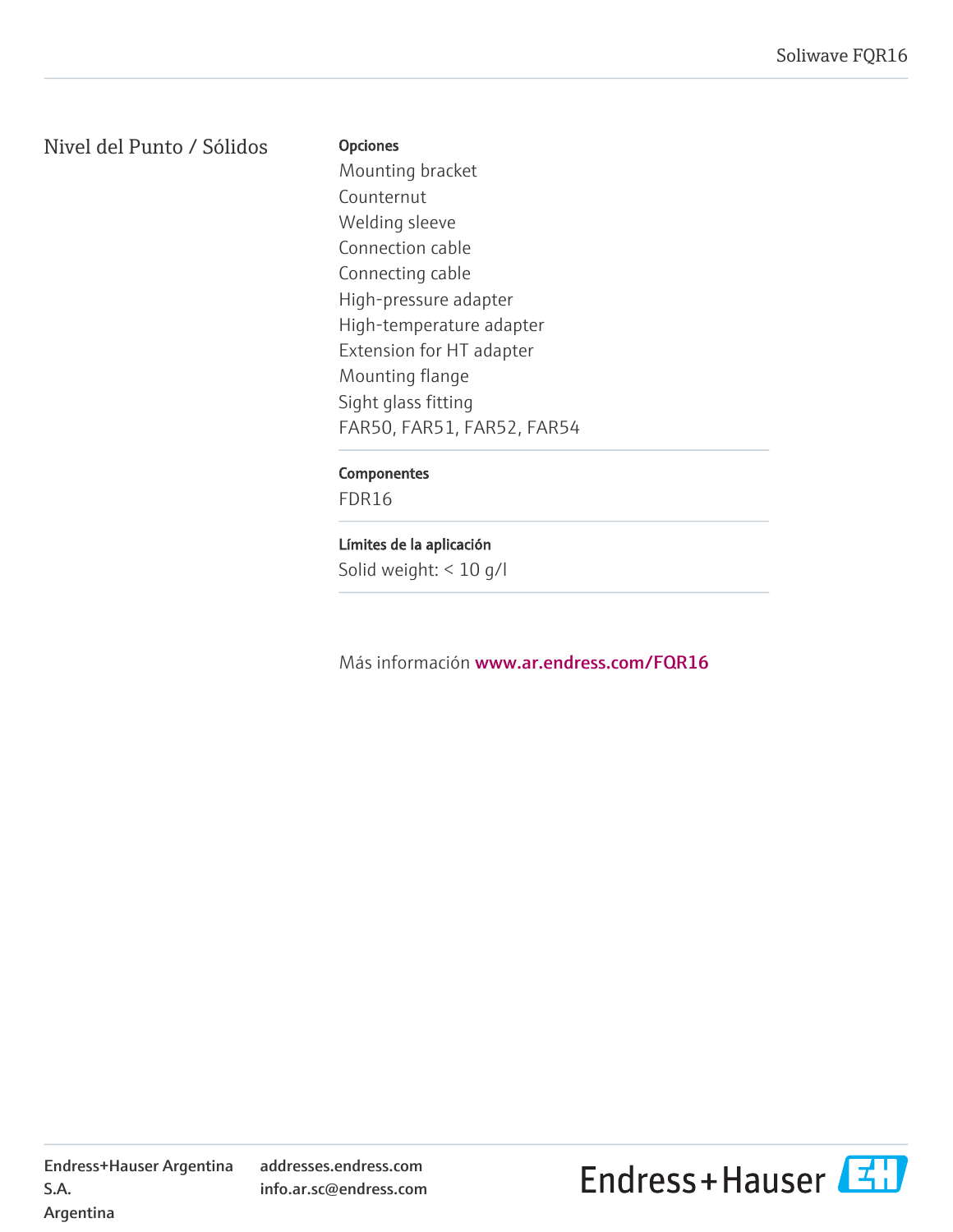## Nivel del Punto / Sólidos

**Opciones**

Mounting bracket
Counternut
Welding sleeve
Connection cable
Connecting cable
High-pressure adapter
High-temperature adapter
Extension for HT adapter
Mounting flange
Sight glass fitting
FAR50, FAR51, FAR52, FAR54

**Componentes**

FDR16

**Límites de la aplicación**

Solid weight: < 10 g/l

Más información **www.ar.endress.com/FQR16**

Endress+Hauser Argentina S.A.
Argentina

addresses.endress.com
info.ar.sc@endress.com

Endress+Hauser